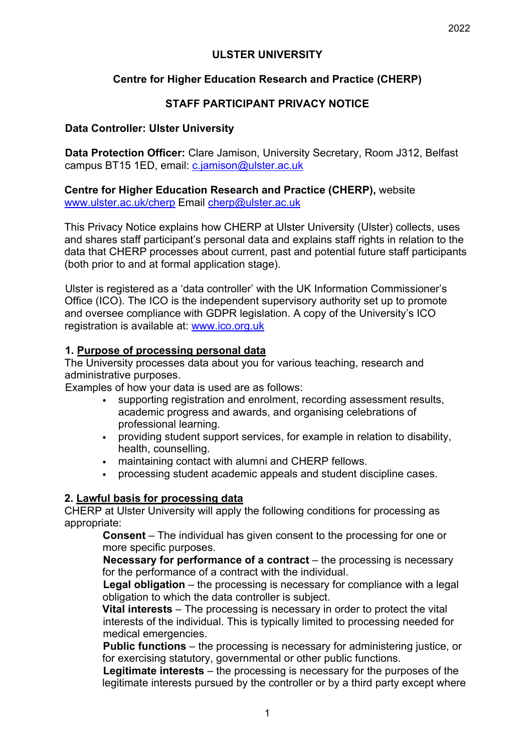# ULSTER UNIVERSITY

## Centre for Higher Education Research and Practice (CHERP)

## STAFF PARTICIPANT PRIVACY NOTICE

**Data Controller: Ulster University**

**Data Protection Officer:** Clare Jamison, University Secretary, Room J312, Belfast campus BT15 1ED, email: c.jamison@ulster.ac.uk

**Centre for Higher Education Research and Practice (CHERP),** website www.ulster.ac.uk/cherp Email cherp@ulster.ac.uk

This Privacy Notice explains how CHERP at Ulster University (Ulster) collects, uses and shares staff participant's personal data and explains staff rights in relation to the data that CHERP processes about current, past and potential future staff participants (both prior to and at formal application stage).

Ulster is registered as a 'data controller' with the UK Information Commissioner's Office (ICO). The ICO is the independent supervisory authority set up to promote and oversee compliance with GDPR legislation. A copy of the University's ICO registration is available at: www.ico.org.uk

### 1. Purpose of processing personal data

The University processes data about you for various teaching, research and administrative purposes.

Examples of how your data is used are as follows:

- supporting registration and enrolment, recording assessment results, academic progress and awards, and organising celebrations of professional learning.
- providing student support services, for example in relation to disability, health, counselling.
- maintaining contact with alumni and CHERP fellows.
- processing student academic appeals and student discipline cases.

### 2. Lawful basis for processing data

CHERP at Ulster University will apply the following conditions for processing as appropriate:

**Consent** – The individual has given consent to the processing for one or more specific purposes.

**Necessary for performance of a contract** – the processing is necessary for the performance of a contract with the individual.

**Legal obligation** – the processing is necessary for compliance with a legal obligation to which the data controller is subject.

**Vital interests** – The processing is necessary in order to protect the vital interests of the individual. This is typically limited to processing needed for medical emergencies.

**Public functions** – the processing is necessary for administering justice, or for exercising statutory, governmental or other public functions.

**Legitimate interests** – the processing is necessary for the purposes of the legitimate interests pursued by the controller or by a third party except where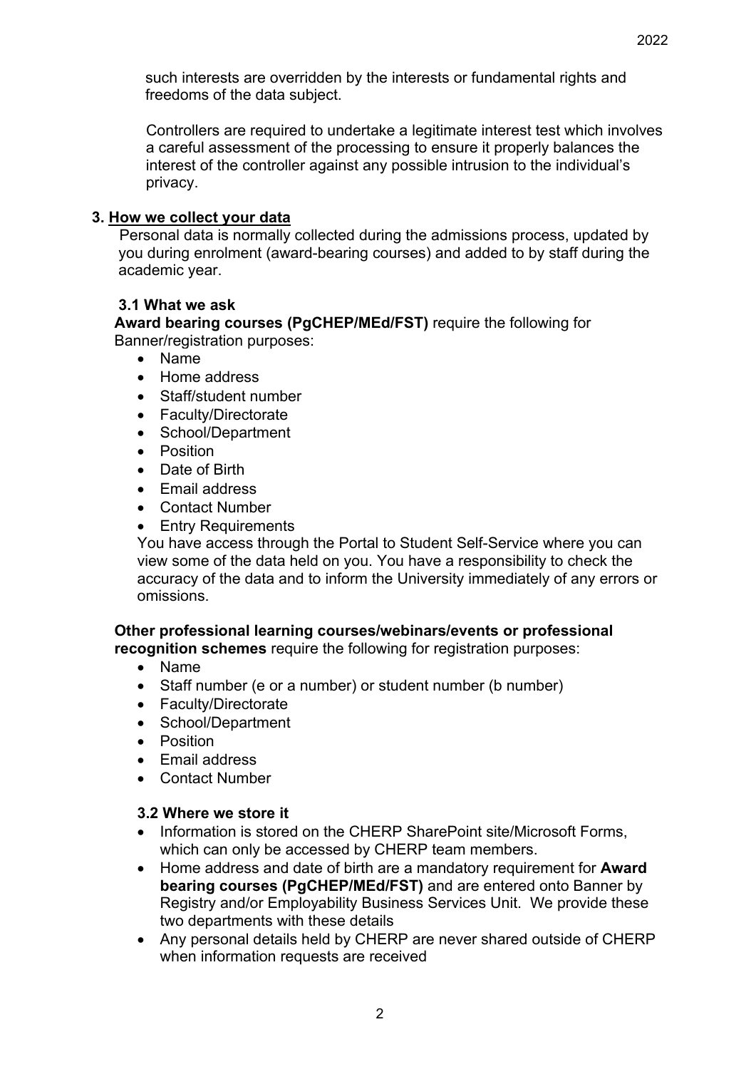such interests are overridden by the interests or fundamental rights and freedoms of the data subject.

Controllers are required to undertake a legitimate interest test which involves a careful assessment of the processing to ensure it properly balances the interest of the controller against any possible intrusion to the individual's privacy.

## 3. How we collect your data

Personal data is normally collected during the admissions process, updated by you during enrolment (award-bearing courses) and added to by staff during the academic year.

### 3.1 What we ask

**Award bearing courses (PgCHEP/MEd/FST)** require the following for Banner/registration purposes:

- Name
- Home address
- Staff/student number
- Faculty/Directorate
- School/Department
- Position
- Date of Birth
- Email address
- Contact Number
- Entry Requirements

You have access through the Portal to Student Self-Service where you can view some of the data held on you. You have a responsibility to check the accuracy of the data and to inform the University immediately of any errors or omissions.

**Other professional learning courses/webinars/events or professional recognition schemes** require the following for registration purposes:

- Name
- Staff number (e or a number) or student number (b number)
- Faculty/Directorate
- School/Department
- Position
- Email address
- Contact Number

### 3.2 Where we store it

- Information is stored on the CHERP SharePoint site/Microsoft Forms, which can only be accessed by CHERP team members.
- Home address and date of birth are a mandatory requirement for **Award bearing courses (PgCHEP/MEd/FST)** and are entered onto Banner by Registry and/or Employability Business Services Unit. We provide these two departments with these details
- Any personal details held by CHERP are never shared outside of CHERP when information requests are received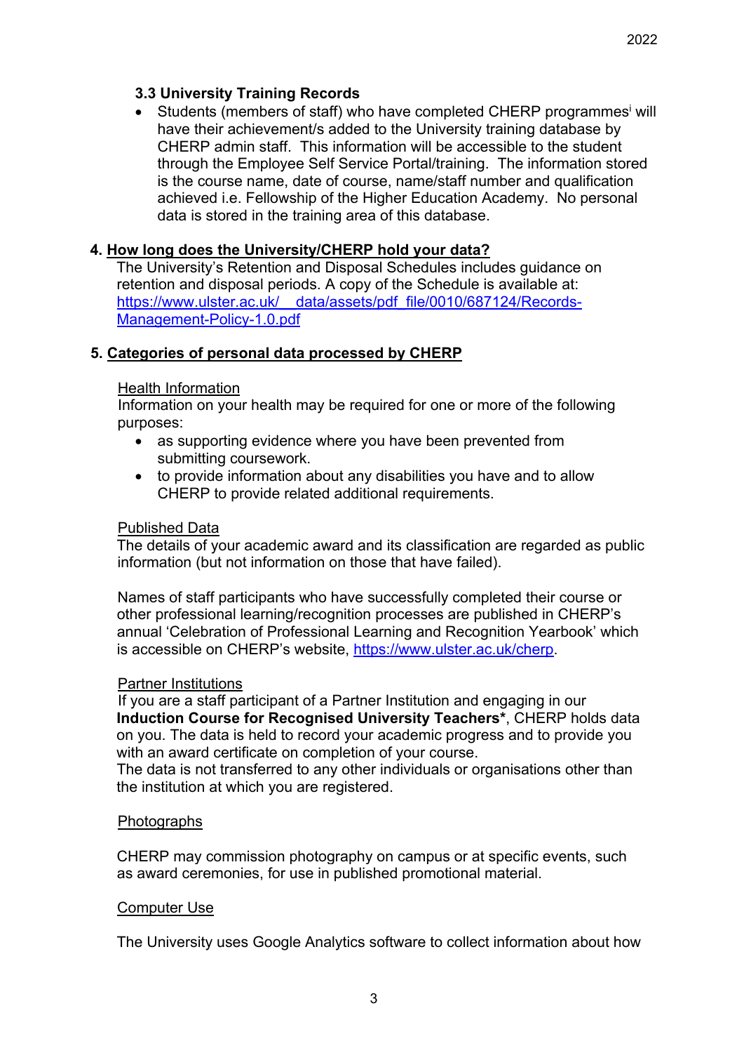### 3.3 University Training Records

- Students (members of staff) who have completed CHERP programmes[i] will have their achievement/s added to the University training database by CHERP admin staff. This information will be accessible to the student through the Employee Self Service Portal/training. The information stored is the course name, date of course, name/staff number and qualification achieved i.e. Fellowship of the Higher Education Academy. No personal data is stored in the training area of this database.

## 4. How long does the University/CHERP hold your data?

The University's Retention and Disposal Schedules includes guidance on retention and disposal periods. A copy of the Schedule is available at: [https://www.ulster.ac.uk/__data/assets/pdf_file/0010/687124/Records-Management-Policy-1.0.pdf](https://www.ulster.ac.uk/__data/assets/pdf_file/0010/687124/Records-Management-Policy-1.0.pdf)

## 5. Categories of personal data processed by CHERP

Health Information

Information on your health may be required for one or more of the following purposes:

- as supporting evidence where you have been prevented from submitting coursework.
- to provide information about any disabilities you have and to allow CHERP to provide related additional requirements.

Published Data

The details of your academic award and its classification are regarded as public information (but not information on those that have failed).

Names of staff participants who have successfully completed their course or other professional learning/recognition processes are published in CHERP's annual 'Celebration of Professional Learning and Recognition Yearbook' which is accessible on CHERP's website, [https://www.ulster.ac.uk/cherp](https://www.ulster.ac.uk/cherp).

Partner Institutions

If you are a staff participant of a Partner Institution and engaging in our **Induction Course for Recognised University Teachers***, CHERP holds data on you. The data is held to record your academic progress and to provide you with an award certificate on completion of your course.
The data is not transferred to any other individuals or organisations other than the institution at which you are registered.

Photographs

CHERP may commission photography on campus or at specific events, such as award ceremonies, for use in published promotional material.

Computer Use

The University uses Google Analytics software to collect information about how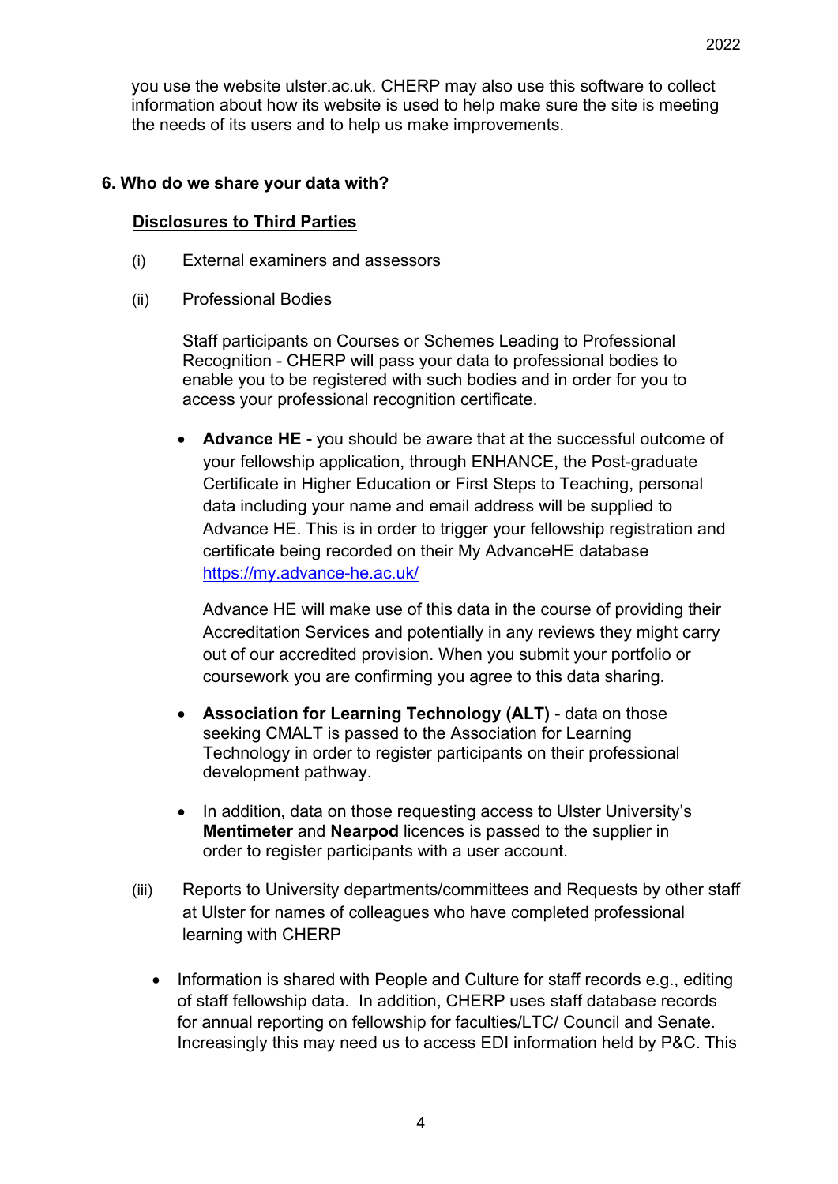you use the website ulster.ac.uk. CHERP may also use this software to collect information about how its website is used to help make sure the site is meeting the needs of its users and to help us make improvements.

## 6. Who do we share your data with?

### Disclosures to Third Parties

(i) External examiners and assessors

(ii) Professional Bodies

Staff participants on Courses or Schemes Leading to Professional Recognition - CHERP will pass your data to professional bodies to enable you to be registered with such bodies and in order for you to access your professional recognition certificate.

- **Advance HE -** you should be aware that at the successful outcome of your fellowship application, through ENHANCE, the Post-graduate Certificate in Higher Education or First Steps to Teaching, personal data including your name and email address will be supplied to Advance HE. This is in order to trigger your fellowship registration and certificate being recorded on their My AdvanceHE database https://my.advance-he.ac.uk/

  Advance HE will make use of this data in the course of providing their Accreditation Services and potentially in any reviews they might carry out of our accredited provision. When you submit your portfolio or coursework you are confirming you agree to this data sharing.

- **Association for Learning Technology (ALT)** - data on those seeking CMALT is passed to the Association for Learning Technology in order to register participants on their professional development pathway.

- In addition, data on those requesting access to Ulster University's **Mentimeter** and **Nearpod** licences is passed to the supplier in order to register participants with a user account.

(iii) Reports to University departments/committees and Requests by other staff at Ulster for names of colleagues who have completed professional learning with CHERP

- Information is shared with People and Culture for staff records e.g., editing of staff fellowship data. In addition, CHERP uses staff database records for annual reporting on fellowship for faculties/LTC/ Council and Senate. Increasingly this may need us to access EDI information held by P&C. This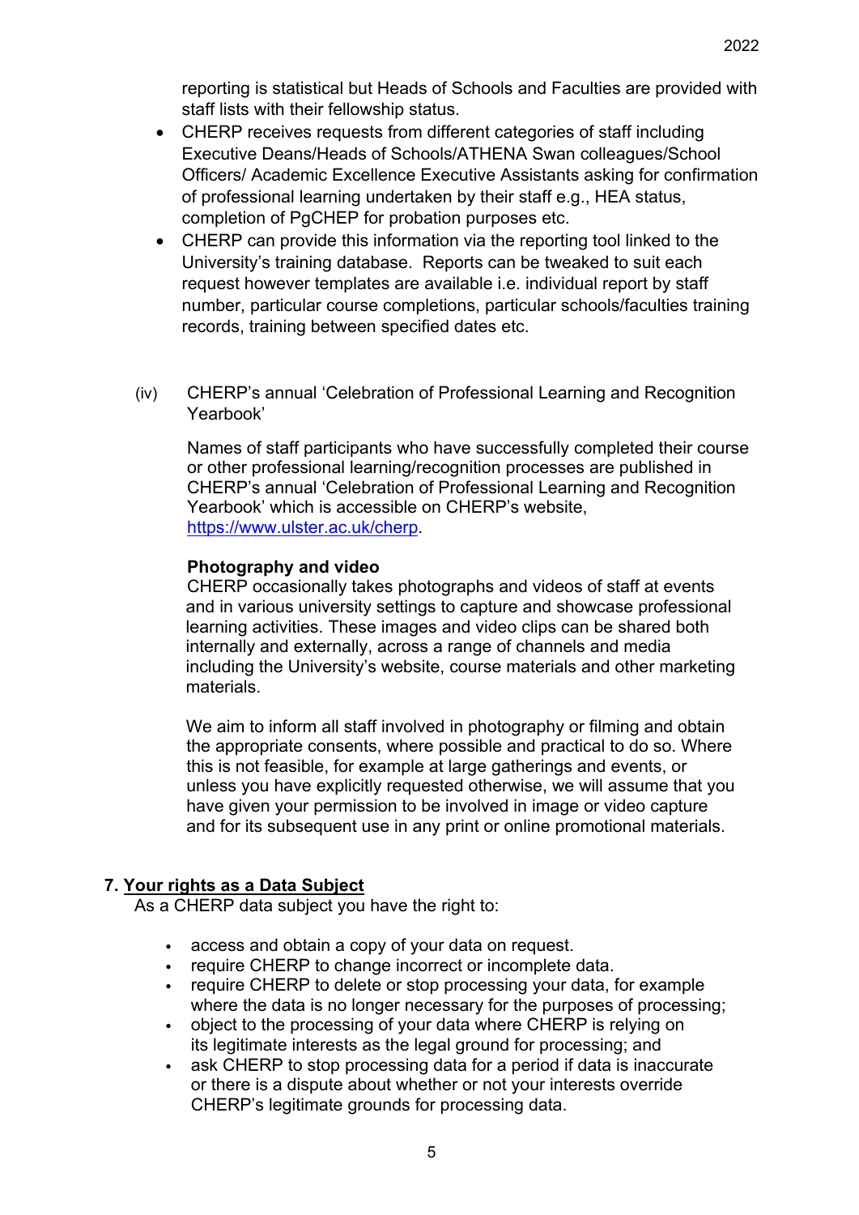reporting is statistical but Heads of Schools and Faculties are provided with staff lists with their fellowship status.

- CHERP receives requests from different categories of staff including Executive Deans/Heads of Schools/ATHENA Swan colleagues/School Officers/ Academic Excellence Executive Assistants asking for confirmation of professional learning undertaken by their staff e.g., HEA status, completion of PgCHEP for probation purposes etc.
- CHERP can provide this information via the reporting tool linked to the University's training database. Reports can be tweaked to suit each request however templates are available i.e. individual report by staff number, particular course completions, particular schools/faculties training records, training between specified dates etc.

(iv) CHERP's annual 'Celebration of Professional Learning and Recognition Yearbook'

Names of staff participants who have successfully completed their course or other professional learning/recognition processes are published in CHERP's annual 'Celebration of Professional Learning and Recognition Yearbook' which is accessible on CHERP's website, [https://www.ulster.ac.uk/cherp](https://www.ulster.ac.uk/cherp).

**Photography and video**

CHERP occasionally takes photographs and videos of staff at events and in various university settings to capture and showcase professional learning activities. These images and video clips can be shared both internally and externally, across a range of channels and media including the University's website, course materials and other marketing materials.

We aim to inform all staff involved in photography or filming and obtain the appropriate consents, where possible and practical to do so. Where this is not feasible, for example at large gatherings and events, or unless you have explicitly requested otherwise, we will assume that you have given your permission to be involved in image or video capture and for its subsequent use in any print or online promotional materials.

## 7. Your rights as a Data Subject

As a CHERP data subject you have the right to:

- access and obtain a copy of your data on request.
- require CHERP to change incorrect or incomplete data.
- require CHERP to delete or stop processing your data, for example where the data is no longer necessary for the purposes of processing;
- object to the processing of your data where CHERP is relying on its legitimate interests as the legal ground for processing; and
- ask CHERP to stop processing data for a period if data is inaccurate or there is a dispute about whether or not your interests override CHERP's legitimate grounds for processing data.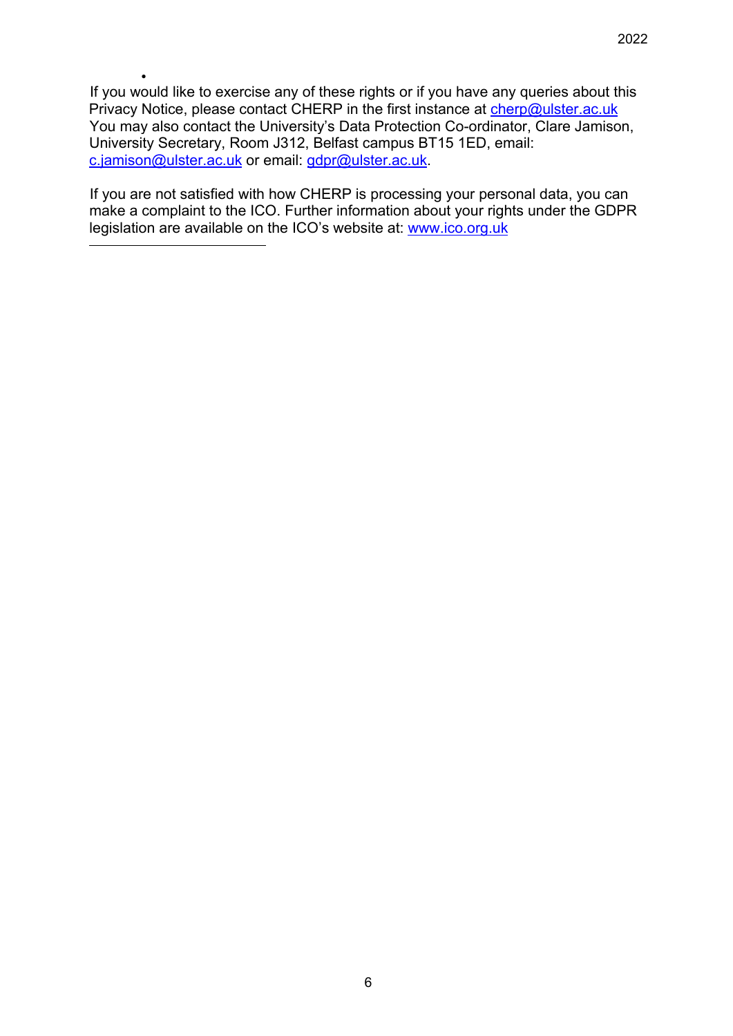- 

If you would like to exercise any of these rights or if you have any queries about this Privacy Notice, please contact CHERP in the first instance at cherp@ulster.ac.uk
You may also contact the University's Data Protection Co-ordinator, Clare Jamison, University Secretary, Room J312, Belfast campus BT15 1ED, email: c.jamison@ulster.ac.uk or email: gdpr@ulster.ac.uk.

If you are not satisfied with how CHERP is processing your personal data, you can make a complaint to the ICO. Further information about your rights under the GDPR legislation are available on the ICO's website at: www.ico.org.uk

---